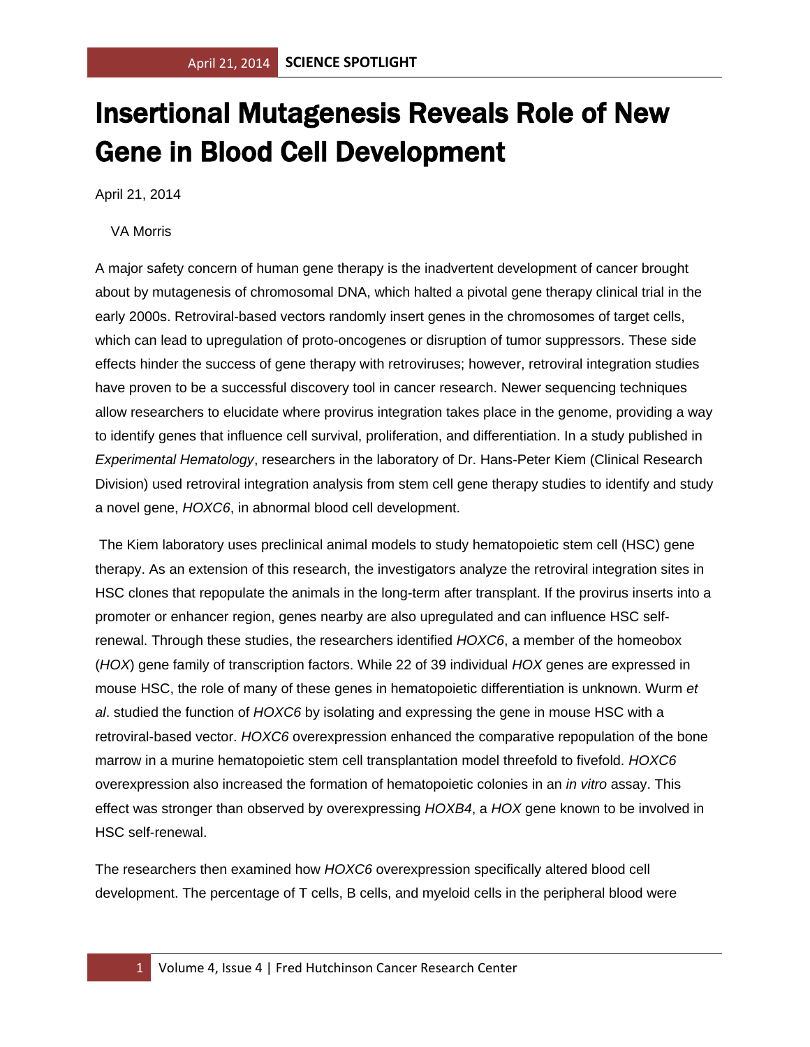# Insertional Mutagenesis Reveals Role of New Gene in Blood Cell Development

April 21, 2014

VA Morris

A major safety concern of human gene therapy is the inadvertent development of cancer brought about by mutagenesis of chromosomal DNA, which halted a pivotal gene therapy clinical trial in the early 2000s. Retroviral-based vectors randomly insert genes in the chromosomes of target cells, which can lead to upregulation of proto-oncogenes or disruption of tumor suppressors. These side effects hinder the success of gene therapy with retroviruses; however, retroviral integration studies have proven to be a successful discovery tool in cancer research. Newer sequencing techniques allow researchers to elucidate where provirus integration takes place in the genome, providing a way to identify genes that influence cell survival, proliferation, and differentiation. In a study published in *Experimental Hematology*, researchers in the laboratory of Dr. Hans-Peter Kiem (Clinical Research Division) used retroviral integration analysis from stem cell gene therapy studies to identify and study a novel gene, *HOXC6*, in abnormal blood cell development.

The Kiem laboratory uses preclinical animal models to study hematopoietic stem cell (HSC) gene therapy. As an extension of this research, the investigators analyze the retroviral integration sites in HSC clones that repopulate the animals in the long-term after transplant. If the provirus inserts into a promoter or enhancer region, genes nearby are also upregulated and can influence HSC self-renewal. Through these studies, the researchers identified *HOXC6*, a member of the homeobox (*HOX*) gene family of transcription factors. While 22 of 39 individual *HOX* genes are expressed in mouse HSC, the role of many of these genes in hematopoietic differentiation is unknown. Wurm *et al*. studied the function of *HOXC6* by isolating and expressing the gene in mouse HSC with a retroviral-based vector. *HOXC6* overexpression enhanced the comparative repopulation of the bone marrow in a murine hematopoietic stem cell transplantation model threefold to fivefold. *HOXC6* overexpression also increased the formation of hematopoietic colonies in an *in vitro* assay. This effect was stronger than observed by overexpressing *HOXB4*, a *HOX* gene known to be involved in HSC self-renewal.

The researchers then examined how *HOXC6* overexpression specifically altered blood cell development. The percentage of T cells, B cells, and myeloid cells in the peripheral blood were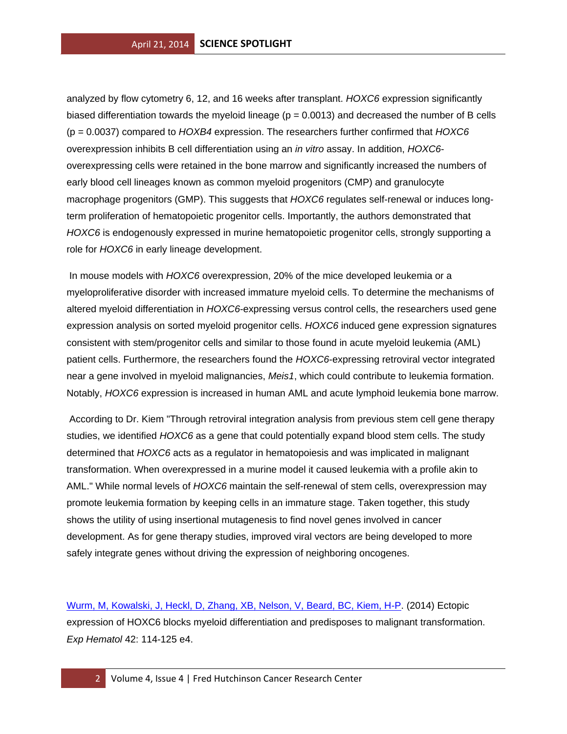analyzed by flow cytometry 6, 12, and 16 weeks after transplant. *HOXC6* expression significantly biased differentiation towards the myeloid lineage ($p = 0.0013$) and decreased the number of B cells ($p = 0.0037$) compared to *HOXB4* expression. The researchers further confirmed that *HOXC6* overexpression inhibits B cell differentiation using an *in vitro* assay. In addition, *HOXC6*-overexpressing cells were retained in the bone marrow and significantly increased the numbers of early blood cell lineages known as common myeloid progenitors (CMP) and granulocyte macrophage progenitors (GMP). This suggests that *HOXC6* regulates self-renewal or induces long-term proliferation of hematopoietic progenitor cells. Importantly, the authors demonstrated that *HOXC6* is endogenously expressed in murine hematopoietic progenitor cells, strongly supporting a role for *HOXC6* in early lineage development.

In mouse models with *HOXC6* overexpression, 20% of the mice developed leukemia or a myeloproliferative disorder with increased immature myeloid cells. To determine the mechanisms of altered myeloid differentiation in *HOXC6*-expressing versus control cells, the researchers used gene expression analysis on sorted myeloid progenitor cells. *HOXC6* induced gene expression signatures consistent with stem/progenitor cells and similar to those found in acute myeloid leukemia (AML) patient cells. Furthermore, the researchers found the *HOXC6*-expressing retroviral vector integrated near a gene involved in myeloid malignancies, *Meis1*, which could contribute to leukemia formation. Notably, *HOXC6* expression is increased in human AML and acute lymphoid leukemia bone marrow.

According to Dr. Kiem "Through retroviral integration analysis from previous stem cell gene therapy studies, we identified *HOXC6* as a gene that could potentially expand blood stem cells. The study determined that *HOXC6* acts as a regulator in hematopoiesis and was implicated in malignant transformation. When overexpressed in a murine model it caused leukemia with a profile akin to AML." While normal levels of *HOXC6* maintain the self-renewal of stem cells, overexpression may promote leukemia formation by keeping cells in an immature stage. Taken together, this study shows the utility of using insertional mutagenesis to find novel genes involved in cancer development. As for gene therapy studies, improved viral vectors are being developed to more safely integrate genes without driving the expression of neighboring oncogenes.

Wurm, M, Kowalski, J, Heckl, D, Zhang, XB, Nelson, V, Beard, BC, Kiem, H-P. (2014) Ectopic expression of HOXC6 blocks myeloid differentiation and predisposes to malignant transformation. *Exp Hematol* 42: 114-125 e4.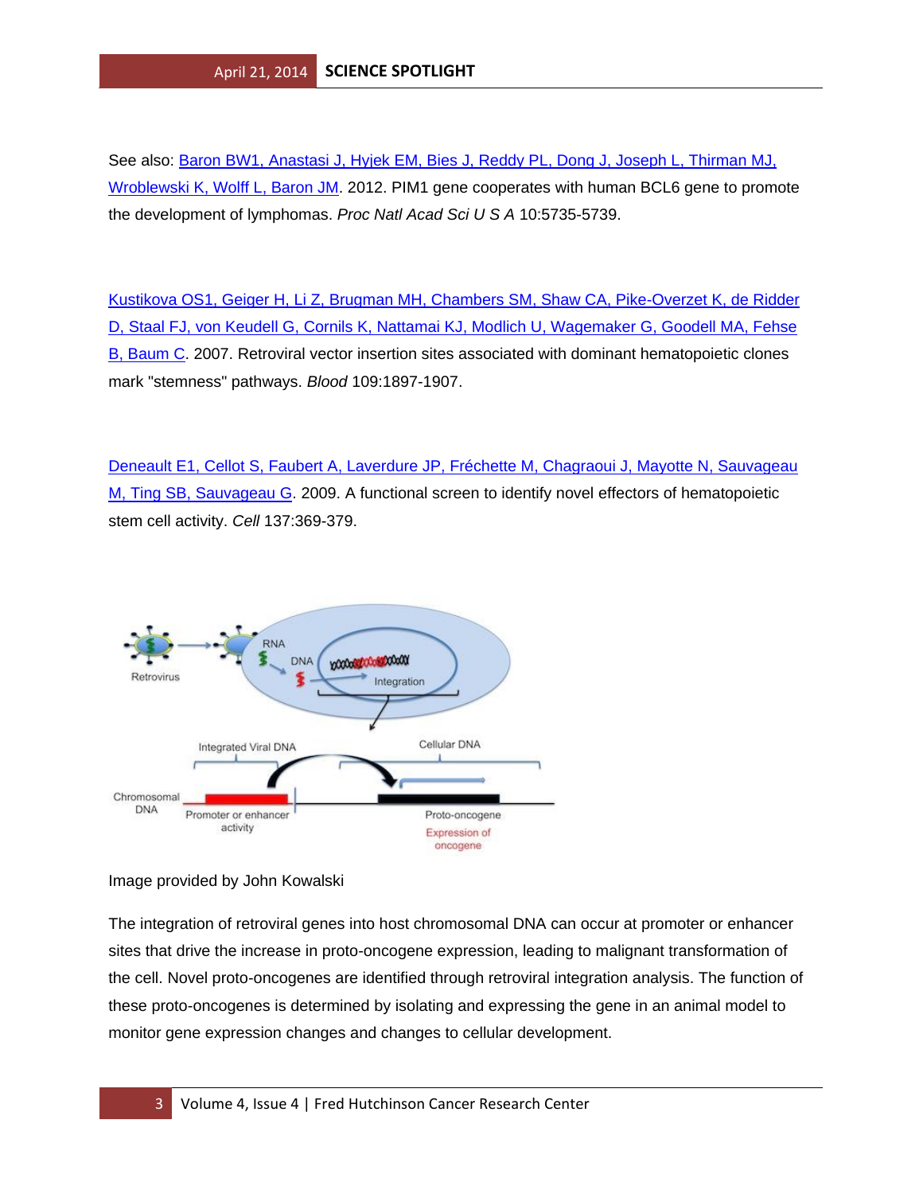See also: [Baron BW1, Anastasi J, Hyjek EM, Bies J, Reddy PL, Dong J, Joseph L, Thirman MJ, Wroblewski K, Wolff L, Baron JM]. 2012. PIM1 gene cooperates with human BCL6 gene to promote the development of lymphomas. *Proc Natl Acad Sci U S A* 10:5735-5739.

[Kustikova OS1, Geiger H, Li Z, Brugman MH, Chambers SM, Shaw CA, Pike-Overzet K, de Ridder D, Staal FJ, von Keudell G, Cornils K, Nattamai KJ, Modlich U, Wagemaker G, Goodell MA, Fehse B, Baum C]. 2007. Retroviral vector insertion sites associated with dominant hematopoietic clones mark "stemness" pathways. *Blood* 109:1897-1907.

[Deneault E1, Cellot S, Faubert A, Laverdure JP, Fréchette M, Chagraoui J, Mayotte N, Sauvageau M, Ting SB, Sauvageau G]. 2009. A functional screen to identify novel effectors of hematopoietic stem cell activity. *Cell* 137:369-379.

Retrovirus
RNA
DNA
Integration
Integrated Viral DNA
Cellular DNA
Chromosomal DNA
Promoter or enhancer activity
Proto-oncogene
Expression of oncogene

Image provided by John Kowalski

The integration of retroviral genes into host chromosomal DNA can occur at promoter or enhancer sites that drive the increase in proto-oncogene expression, leading to malignant transformation of the cell. Novel proto-oncogenes are identified through retroviral integration analysis. The function of these proto-oncogenes is determined by isolating and expressing the gene in an animal model to monitor gene expression changes and changes to cellular development.